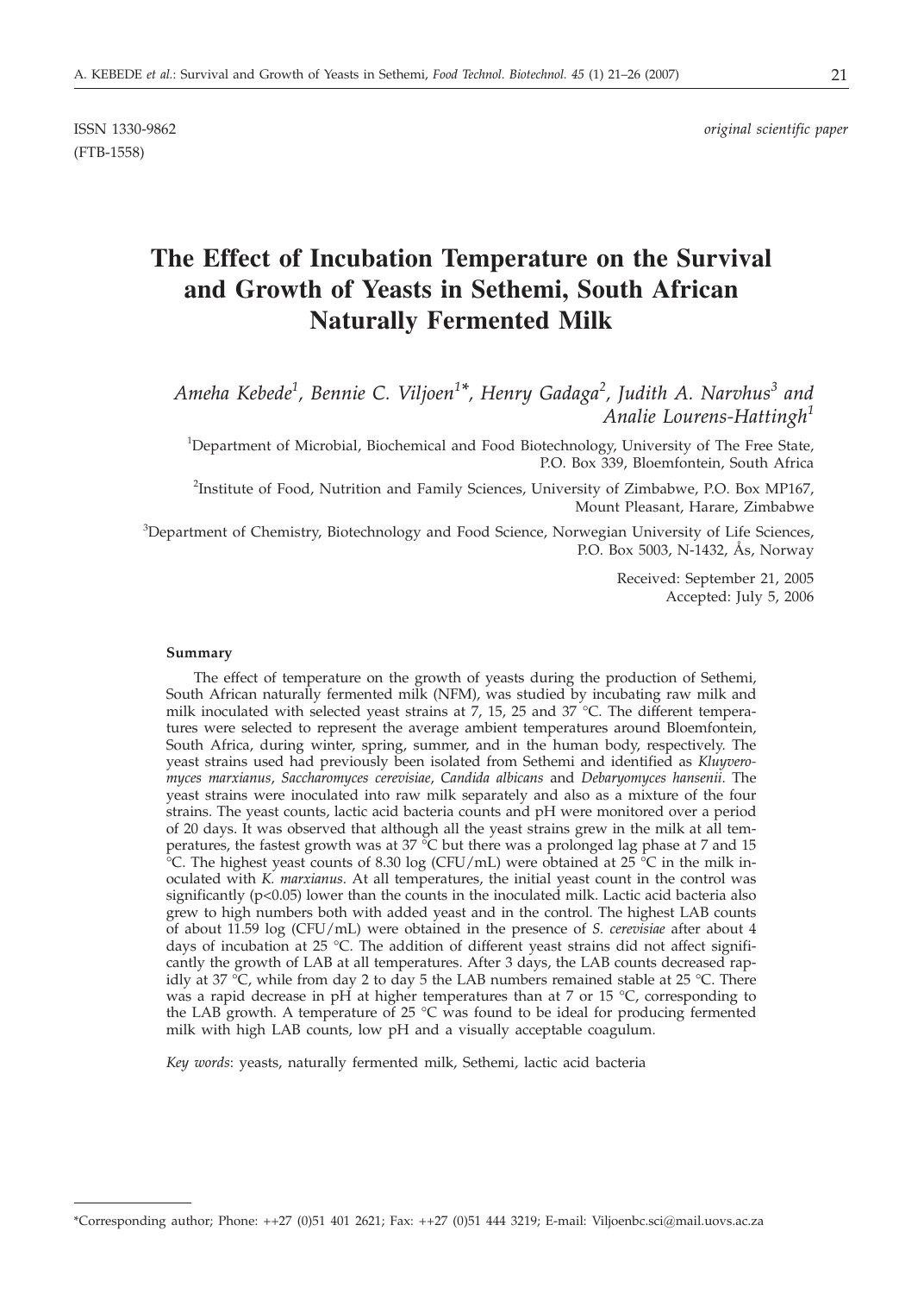ISSN 1330-9862 *original scientific paper*
(FTB-1558)

# The Effect of Incubation Temperature on the Survival and Growth of Yeasts in Sethemi, South African Naturally Fermented Milk

*Ameha Kebede[1], Bennie C. Viljoen[1]\*, Henry Gadaga[2], Judith A. Narvhus[3] and Analie Lourens-Hattingh[1]*

[1]Department of Microbial, Biochemical and Food Biotechnology, University of The Free State, P.O. Box 339, Bloemfontein, South Africa

[2]Institute of Food, Nutrition and Family Sciences, University of Zimbabwe, P.O. Box MP167, Mount Pleasant, Harare, Zimbabwe

[3]Department of Chemistry, Biotechnology and Food Science, Norwegian University of Life Sciences, P.O. Box 5003, N-1432, Ås, Norway

Received: September 21, 2005
Accepted: July 5, 2006

#### Summary

The effect of temperature on the growth of yeasts during the production of Sethemi, South African naturally fermented milk (NFM), was studied by incubating raw milk and milk inoculated with selected yeast strains at 7, 15, 25 and 37 °C. The different temperatures were selected to represent the average ambient temperatures around Bloemfontein, South Africa, during winter, spring, summer, and in the human body, respectively. The yeast strains used had previously been isolated from Sethemi and identified as *Kluyveromyces marxianus*, *Saccharomyces cerevisiae*, *Candida albicans* and *Debaryomyces hansenii*. The yeast strains were inoculated into raw milk separately and also as a mixture of the four strains. The yeast counts, lactic acid bacteria counts and pH were monitored over a period of 20 days. It was observed that although all the yeast strains grew in the milk at all temperatures, the fastest growth was at 37 °C but there was a prolonged lag phase at 7 and 15 °C. The highest yeast counts of 8.30 log (CFU/mL) were obtained at 25 °C in the milk inoculated with *K. marxianus*. At all temperatures, the initial yeast count in the control was significantly ($p<0.05$) lower than the counts in the inoculated milk. Lactic acid bacteria also grew to high numbers both with added yeast and in the control. The highest LAB counts of about 11.59 log (CFU/mL) were obtained in the presence of *S. cerevisiae* after about 4 days of incubation at 25 °C. The addition of different yeast strains did not affect significantly the growth of LAB at all temperatures. After 3 days, the LAB counts decreased rapidly at 37 °C, while from day 2 to day 5 the LAB numbers remained stable at 25 °C. There was a rapid decrease in pH at higher temperatures than at 7 or 15 °C, corresponding to the LAB growth. A temperature of 25 °C was found to be ideal for producing fermented milk with high LAB counts, low pH and a visually acceptable coagulum.

*Key words*: yeasts, naturally fermented milk, Sethemi, lactic acid bacteria

---

\*Corresponding author; Phone: ++27 (0)51 401 2621; Fax: ++27 (0)51 444 3219; E-mail: Viljoenbc.sci@mail.uovs.ac.za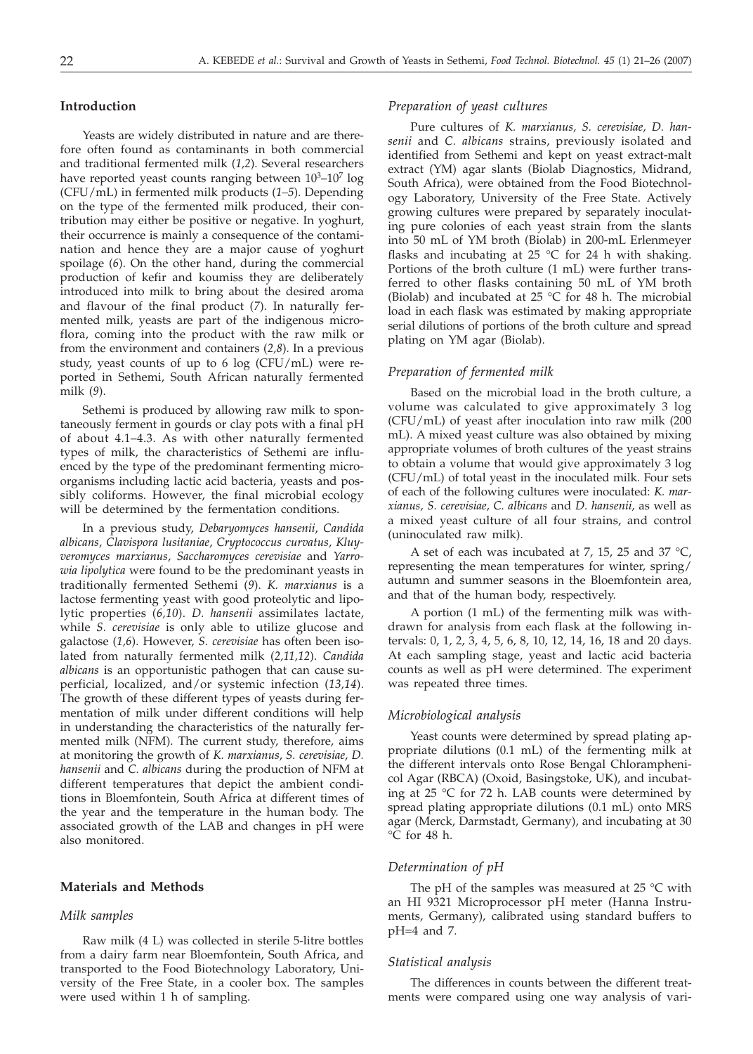## Introduction

Yeasts are widely distributed in nature and are therefore often found as contaminants in both commercial and traditional fermented milk (*1,2*). Several researchers have reported yeast counts ranging between $10^3$–$10^7$ log (CFU/mL) in fermented milk products (*1–5*). Depending on the type of the fermented milk produced, their contribution may either be positive or negative. In yoghurt, their occurrence is mainly a consequence of the contamination and hence they are a major cause of yoghurt spoilage (*6*). On the other hand, during the commercial production of kefir and koumiss they are deliberately introduced into milk to bring about the desired aroma and flavour of the final product (*7*). In naturally fermented milk, yeasts are part of the indigenous microflora, coming into the product with the raw milk or from the environment and containers (*2,8*). In a previous study, yeast counts of up to 6 log (CFU/mL) were reported in Sethemi, South African naturally fermented milk (*9*).

Sethemi is produced by allowing raw milk to spontaneously ferment in gourds or clay pots with a final pH of about 4.1–4.3. As with other naturally fermented types of milk, the characteristics of Sethemi are influenced by the type of the predominant fermenting microorganisms including lactic acid bacteria, yeasts and possibly coliforms. However, the final microbial ecology will be determined by the fermentation conditions.

In a previous study, *Debaryomyces hansenii*, *Candida albicans*, *Clavispora lusitaniae*, *Cryptococcus curvatus*, *Kluyveromyces marxianus*, *Saccharomyces cerevisiae* and *Yarrowia lipolytica* were found to be the predominant yeasts in traditionally fermented Sethemi (*9*). *K. marxianus* is a lactose fermenting yeast with good proteolytic and lipolytic properties (*6,10*). *D. hansenii* assimilates lactate, while *S. cerevisiae* is only able to utilize glucose and galactose (*1,6*). However, *S. cerevisiae* has often been isolated from naturally fermented milk (*2,11,12*). *Candida albicans* is an opportunistic pathogen that can cause superficial, localized, and/or systemic infection (*13,14*). The growth of these different types of yeasts during fermentation of milk under different conditions will help in understanding the characteristics of the naturally fermented milk (NFM). The current study, therefore, aims at monitoring the growth of *K. marxianus*, *S. cerevisiae*, *D. hansenii* and *C. albicans* during the production of NFM at different temperatures that depict the ambient conditions in Bloemfontein, South Africa at different times of the year and the temperature in the human body. The associated growth of the LAB and changes in pH were also monitored.

## Materials and Methods

### Milk samples

Raw milk (4 L) was collected in sterile 5-litre bottles from a dairy farm near Bloemfontein, South Africa, and transported to the Food Biotechnology Laboratory, University of the Free State, in a cooler box. The samples were used within 1 h of sampling.

### Preparation of yeast cultures

Pure cultures of *K. marxianus, S. cerevisiae, D. hansenii* and *C. albicans* strains, previously isolated and identified from Sethemi and kept on yeast extract-malt extract (YM) agar slants (Biolab Diagnostics, Midrand, South Africa), were obtained from the Food Biotechnology Laboratory, University of the Free State. Actively growing cultures were prepared by separately inoculating pure colonies of each yeast strain from the slants into 50 mL of YM broth (Biolab) in 200-mL Erlenmeyer flasks and incubating at 25 °C for 24 h with shaking. Portions of the broth culture (1 mL) were further transferred to other flasks containing 50 mL of YM broth (Biolab) and incubated at 25 °C for 48 h. The microbial load in each flask was estimated by making appropriate serial dilutions of portions of the broth culture and spread plating on YM agar (Biolab).

### Preparation of fermented milk

Based on the microbial load in the broth culture, a volume was calculated to give approximately 3 log (CFU/mL) of yeast after inoculation into raw milk (200 mL). A mixed yeast culture was also obtained by mixing appropriate volumes of broth cultures of the yeast strains to obtain a volume that would give approximately 3 log (CFU/mL) of total yeast in the inoculated milk. Four sets of each of the following cultures were inoculated: *K. marxianus, S. cerevisiae, C. albicans* and *D. hansenii,* as well as a mixed yeast culture of all four strains, and control (uninoculated raw milk).

A set of each was incubated at 7, 15, 25 and 37 °C, representing the mean temperatures for winter, spring/autumn and summer seasons in the Bloemfontein area, and that of the human body, respectively.

A portion (1 mL) of the fermenting milk was withdrawn for analysis from each flask at the following intervals: 0, 1, 2, 3, 4, 5, 6, 8, 10, 12, 14, 16, 18 and 20 days. At each sampling stage, yeast and lactic acid bacteria counts as well as pH were determined. The experiment was repeated three times.

### Microbiological analysis

Yeast counts were determined by spread plating appropriate dilutions (0.1 mL) of the fermenting milk at the different intervals onto Rose Bengal Chloramphenicol Agar (RBCA) (Oxoid, Basingstoke, UK), and incubating at 25 °C for 72 h. LAB counts were determined by spread plating appropriate dilutions (0.1 mL) onto MRS agar (Merck, Darmstadt, Germany), and incubating at 30 °C for 48 h.

### Determination of pH

The pH of the samples was measured at 25 °C with an HI 9321 Microprocessor pH meter (Hanna Instruments, Germany), calibrated using standard buffers to pH=4 and 7.

### Statistical analysis

The differences in counts between the different treatments were compared using one way analysis of vari-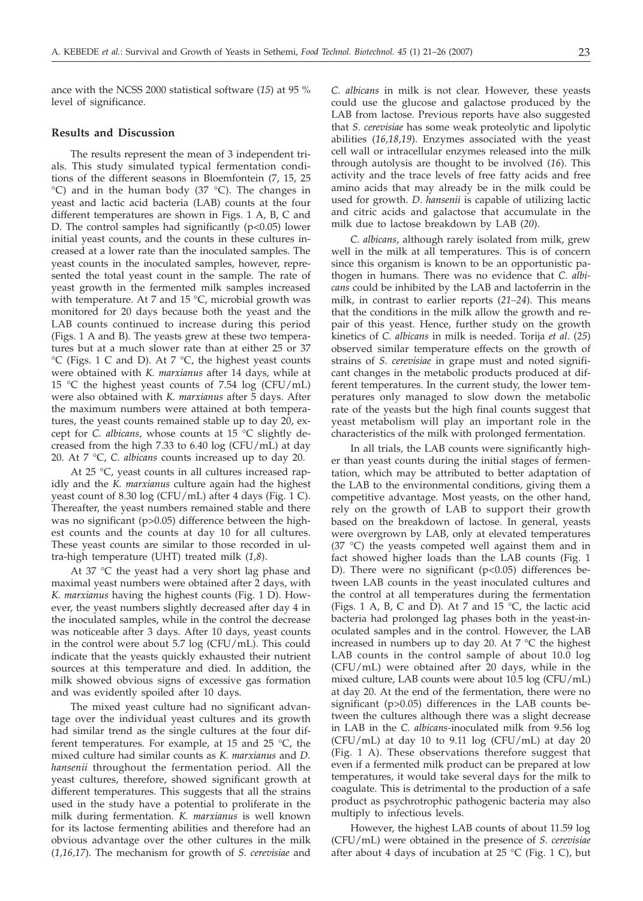ance with the NCSS 2000 statistical software (*15*) at 95 % level of significance.

## Results and Discussion

The results represent the mean of 3 independent trials. This study simulated typical fermentation conditions of the different seasons in Bloemfontein (7, 15, 25 °C) and in the human body (37 °C). The changes in yeast and lactic acid bacteria (LAB) counts at the four different temperatures are shown in Figs. 1 A, B, C and D. The control samples had significantly ($p<0.05$) lower initial yeast counts, and the counts in these cultures increased at a lower rate than the inoculated samples. The yeast counts in the inoculated samples, however, represented the total yeast count in the sample. The rate of yeast growth in the fermented milk samples increased with temperature. At 7 and 15 °C, microbial growth was monitored for 20 days because both the yeast and the LAB counts continued to increase during this period (Figs. 1 A and B). The yeasts grew at these two temperatures but at a much slower rate than at either 25 or 37 °C (Figs. 1 C and D). At 7 °C, the highest yeast counts were obtained with *K. marxianus* after 14 days, while at 15 °C the highest yeast counts of 7.54 log (CFU/mL) were also obtained with *K. marxianus* after 5 days. After the maximum numbers were attained at both temperatures, the yeast counts remained stable up to day 20, except for *C. albicans*, whose counts at 15 °C slightly decreased from the high 7.33 to 6.40 log (CFU/mL) at day 20. At 7 °C, *C. albicans* counts increased up to day 20.

At 25 °C, yeast counts in all cultures increased rapidly and the *K. marxianus* culture again had the highest yeast count of 8.30 log (CFU/mL) after 4 days (Fig. 1 C). Thereafter, the yeast numbers remained stable and there was no significant ($p>0.05$) difference between the highest counts and the counts at day 10 for all cultures. These yeast counts are similar to those recorded in ultra-high temperature (UHT) treated milk (*1,8*).

At 37 °C the yeast had a very short lag phase and maximal yeast numbers were obtained after 2 days, with *K. marxianus* having the highest counts (Fig. 1 D). However, the yeast numbers slightly decreased after day 4 in the inoculated samples, while in the control the decrease was noticeable after 3 days. After 10 days, yeast counts in the control were about 5.7 log (CFU/mL). This could indicate that the yeasts quickly exhausted their nutrient sources at this temperature and died. In addition, the milk showed obvious signs of excessive gas formation and was evidently spoiled after 10 days.

The mixed yeast culture had no significant advantage over the individual yeast cultures and its growth had similar trend as the single cultures at the four different temperatures. For example, at 15 and 25 °C, the mixed culture had similar counts as *K. marxianus* and *D. hansenii* throughout the fermentation period. All the yeast cultures, therefore, showed significant growth at different temperatures. This suggests that all the strains used in the study have a potential to proliferate in the milk during fermentation. *K. marxianus* is well known for its lactose fermenting abilities and therefore had an obvious advantage over the other cultures in the milk (*1,16,17*). The mechanism for growth of *S. cerevisiae* and *C. albicans* in milk is not clear. However, these yeasts could use the glucose and galactose produced by the LAB from lactose. Previous reports have also suggested that *S. cerevisiae* has some weak proteolytic and lipolytic abilities (*16,18,19*). Enzymes associated with the yeast cell wall or intracellular enzymes released into the milk through autolysis are thought to be involved (*16*). This activity and the trace levels of free fatty acids and free amino acids that may already be in the milk could be used for growth. *D. hansenii* is capable of utilizing lactic and citric acids and galactose that accumulate in the milk due to lactose breakdown by LAB (*20*).

*C. albicans*, although rarely isolated from milk, grew well in the milk at all temperatures. This is of concern since this organism is known to be an opportunistic pathogen in humans. There was no evidence that *C. albicans* could be inhibited by the LAB and lactoferrin in the milk, in contrast to earlier reports (*21–24*). This means that the conditions in the milk allow the growth and repair of this yeast. Hence, further study on the growth kinetics of *C. albicans* in milk is needed. Torija *et al*. (*25*) observed similar temperature effects on the growth of strains of *S. cerevisiae* in grape must and noted significant changes in the metabolic products produced at different temperatures. In the current study, the lower temperatures only managed to slow down the metabolic rate of the yeasts but the high final counts suggest that yeast metabolism will play an important role in the characteristics of the milk with prolonged fermentation.

In all trials, the LAB counts were significantly higher than yeast counts during the initial stages of fermentation, which may be attributed to better adaptation of the LAB to the environmental conditions, giving them a competitive advantage. Most yeasts, on the other hand, rely on the growth of LAB to support their growth based on the breakdown of lactose. In general, yeasts were overgrown by LAB, only at elevated temperatures (37 °C) the yeasts competed well against them and in fact showed higher loads than the LAB counts (Fig. 1 D). There were no significant ($p<0.05$) differences between LAB counts in the yeast inoculated cultures and the control at all temperatures during the fermentation (Figs. 1 A, B, C and D). At 7 and 15 °C, the lactic acid bacteria had prolonged lag phases both in the yeast-inoculated samples and in the control. However, the LAB increased in numbers up to day 20. At 7 °C the highest LAB counts in the control sample of about 10.0 log (CFU/mL) were obtained after 20 days, while in the mixed culture, LAB counts were about 10.5 log (CFU/mL) at day 20. At the end of the fermentation, there were no significant ($p>0.05$) differences in the LAB counts between the cultures although there was a slight decrease in LAB in the *C. albicans*-inoculated milk from 9.56 log (CFU/mL) at day 10 to 9.11 log (CFU/mL) at day 20 (Fig. 1 A). These observations therefore suggest that even if a fermented milk product can be prepared at low temperatures, it would take several days for the milk to coagulate. This is detrimental to the production of a safe product as psychrotrophic pathogenic bacteria may also multiply to infectious levels.

However, the highest LAB counts of about 11.59 log (CFU/mL) were obtained in the presence of *S. cerevisiae* after about 4 days of incubation at 25 °C (Fig. 1 C), but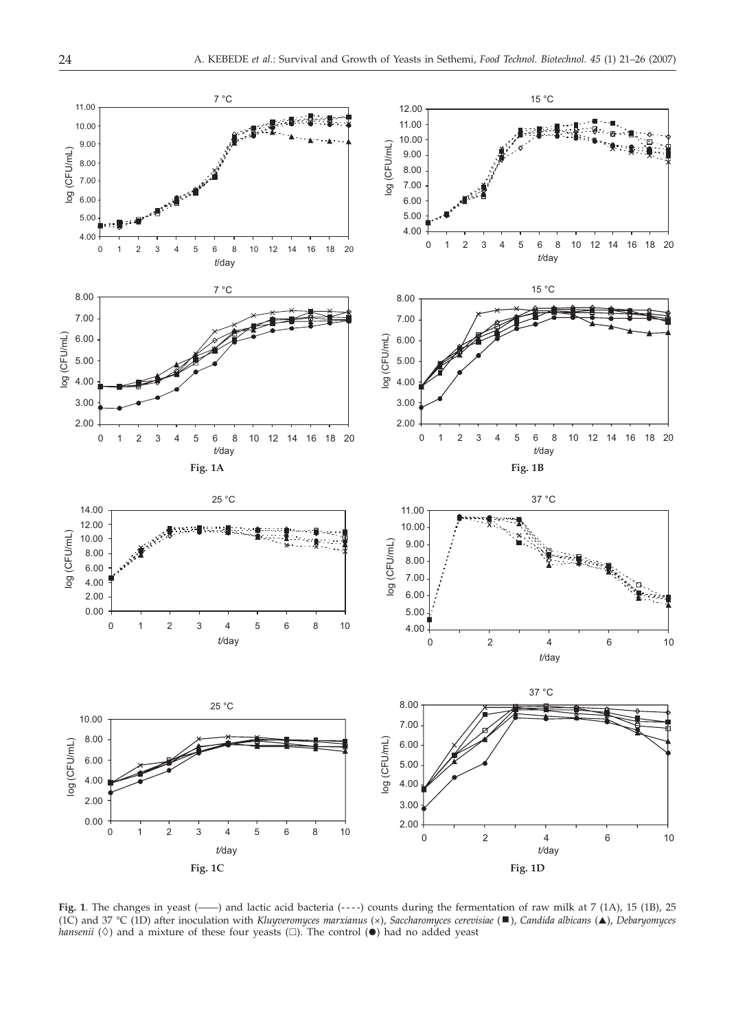**Fig. 1**. The changes in yeast (——) and lactic acid bacteria (- - - -) counts during the fermentation of raw milk at 7 (1A), 15 (1B), 25 (1C) and 37 °C (1D) after inoculation with *Kluyveromyces marxianus* (×), *Saccharomyces cerevisiae* (■), *Candida albicans* (▲), *Debaryomyces hansenii* (◊) and a mixture of these four yeasts (□). The control (●) had no added yeast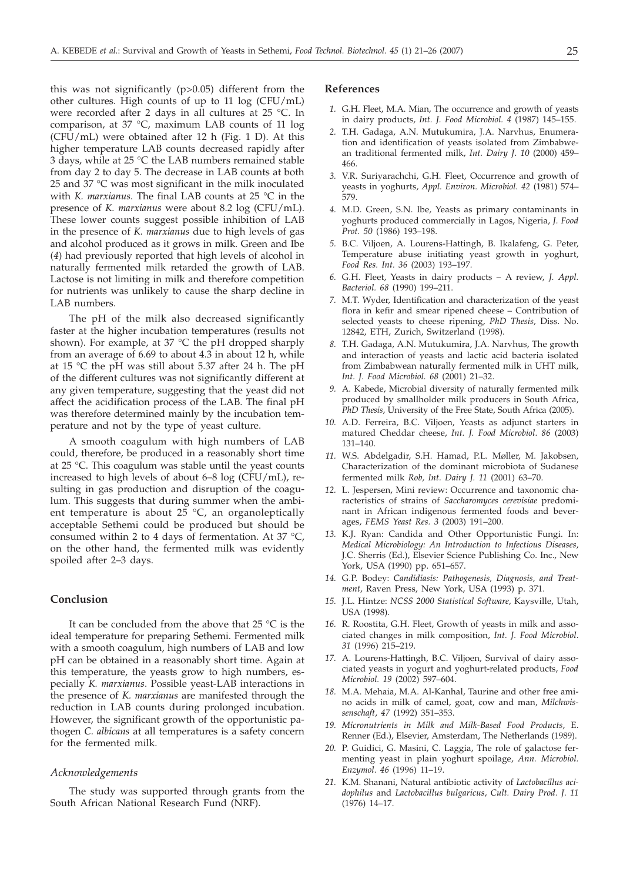this was not significantly (p>0.05) different from the other cultures. High counts of up to 11 log (CFU/mL) were recorded after 2 days in all cultures at 25 °C. In comparison, at 37 °C, maximum LAB counts of 11 log (CFU/mL) were obtained after 12 h (Fig. 1 D). At this higher temperature LAB counts decreased rapidly after 3 days, while at 25 °C the LAB numbers remained stable from day 2 to day 5. The decrease in LAB counts at both 25 and 37 °C was most significant in the milk inoculated with *K. marxianus*. The final LAB counts at 25 °C in the presence of *K. marxianus* were about 8.2 log (CFU/mL). These lower counts suggest possible inhibition of LAB in the presence of *K. marxianus* due to high levels of gas and alcohol produced as it grows in milk. Green and Ibe (*4*) had previously reported that high levels of alcohol in naturally fermented milk retarded the growth of LAB. Lactose is not limiting in milk and therefore competition for nutrients was unlikely to cause the sharp decline in LAB numbers.

The pH of the milk also decreased significantly faster at the higher incubation temperatures (results not shown). For example, at 37 °C the pH dropped sharply from an average of 6.69 to about 4.3 in about 12 h, while at 15 °C the pH was still about 5.37 after 24 h. The pH of the different cultures was not significantly different at any given temperature, suggesting that the yeast did not affect the acidification process of the LAB. The final pH was therefore determined mainly by the incubation temperature and not by the type of yeast culture.

A smooth coagulum with high numbers of LAB could, therefore, be produced in a reasonably short time at 25 °C. This coagulum was stable until the yeast counts increased to high levels of about 6–8 log (CFU/mL), resulting in gas production and disruption of the coagulum. This suggests that during summer when the ambient temperature is about 25 °C, an organoleptically acceptable Sethemi could be produced but should be consumed within 2 to 4 days of fermentation. At 37 °C, on the other hand, the fermented milk was evidently spoiled after 2–3 days.

## Conclusion

It can be concluded from the above that 25 °C is the ideal temperature for preparing Sethemi. Fermented milk with a smooth coagulum, high numbers of LAB and low pH can be obtained in a reasonably short time. Again at this temperature, the yeasts grow to high numbers, especially *K. marxianus*. Possible yeast-LAB interactions in the presence of *K. marxianus* are manifested through the reduction in LAB counts during prolonged incubation. However, the significant growth of the opportunistic pathogen *C. albicans* at all temperatures is a safety concern for the fermented milk.

### *Acknowledgements*

The study was supported through grants from the South African National Research Fund (NRF).

## References

1. G.H. Fleet, M.A. Mian, The occurrence and growth of yeasts in dairy products, *Int. J. Food Microbiol. 4* (1987) 145–155.
2. T.H. Gadaga, A.N. Mutukumira, J.A. Narvhus, Enumeration and identification of yeasts isolated from Zimbabwean traditional fermented milk, *Int. Dairy J. 10* (2000) 459–466.
3. V.R. Suriyarachchi, G.H. Fleet, Occurrence and growth of yeasts in yoghurts, *Appl. Environ. Microbiol. 42* (1981) 574–579.
4. M.D. Green, S.N. Ibe, Yeasts as primary contaminants in yoghurts produced commercially in Lagos, Nigeria, *J. Food Prot. 50* (1986) 193–198.
5. B.C. Viljoen, A. Lourens-Hattingh, B. Ikalafeng, G. Peter, Temperature abuse initiating yeast growth in yoghurt, *Food Res. Int. 36* (2003) 193–197.
6. G.H. Fleet, Yeasts in dairy products – A review, *J. Appl. Bacteriol. 68* (1990) 199–211.
7. M.T. Wyder, Identification and characterization of the yeast flora in kefir and smear ripened cheese – Contribution of selected yeasts to cheese ripening, *PhD Thesis*, Diss. No. 12842, ETH, Zurich, Switzerland (1998).
8. T.H. Gadaga, A.N. Mutukumira, J.A. Narvhus, The growth and interaction of yeasts and lactic acid bacteria isolated from Zimbabwean naturally fermented milk in UHT milk, *Int. J. Food Microbiol. 68* (2001) 21–32.
9. A. Kabede, Microbial diversity of naturally fermented milk produced by smallholder milk producers in South Africa, *PhD Thesis*, University of the Free State, South Africa (2005).
10. A.D. Ferreira, B.C. Viljoen, Yeasts as adjunct starters in matured Cheddar cheese, *Int. J. Food Microbiol. 86* (2003) 131–140.
11. W.S. Abdelgadir, S.H. Hamad, P.L. Møller, M. Jakobsen, Characterization of the dominant microbiota of Sudanese fermented milk *Rob*, *Int. Dairy J. 11* (2001) 63–70.
12. L. Jespersen, Mini review: Occurrence and taxonomic characteristics of strains of *Saccharomyces cerevisiae* predominant in African indigenous fermented foods and beverages, *FEMS Yeast Res. 3* (2003) 191–200.
13. K.J. Ryan: Candida and Other Opportunistic Fungi. In: *Medical Microbiology: An Introduction to Infectious Diseases*, J.C. Sherris (Ed.), Elsevier Science Publishing Co. Inc., New York, USA (1990) pp. 651–657.
14. G.P. Bodey: *Candidiasis: Pathogenesis, Diagnosis, and Treatment*, Raven Press, New York, USA (1993) p. 371.
15. J.L. Hintze: *NCSS 2000 Statistical Software*, Kaysville, Utah, USA (1998).
16. R. Roostita, G.H. Fleet, Growth of yeasts in milk and associated changes in milk composition, *Int. J. Food Microbiol. 31* (1996) 215–219.
17. A. Lourens-Hattingh, B.C. Viljoen, Survival of dairy associated yeasts in yogurt and yoghurt-related products, *Food Microbiol. 19* (2002) 597–604.
18. M.A. Mehaia, M.A. Al-Kanhal, Taurine and other free amino acids in milk of camel, goat, cow and man, *Milchwissenschaft*, *47* (1992) 351–353.
19. *Micronutrients in Milk and Milk-Based Food Products*, E. Renner (Ed.), Elsevier, Amsterdam, The Netherlands (1989).
20. P. Guidici, G. Masini, C. Laggia, The role of galactose fermenting yeast in plain yoghurt spoilage, *Ann. Microbiol. Enzymol. 46* (1996) 11–19.
21. K.M. Shanani, Natural antibiotic activity of *Lactobacillus acidophilus* and *Lactobacillus bulgaricus*, *Cult. Dairy Prod. J. 11* (1976) 14–17.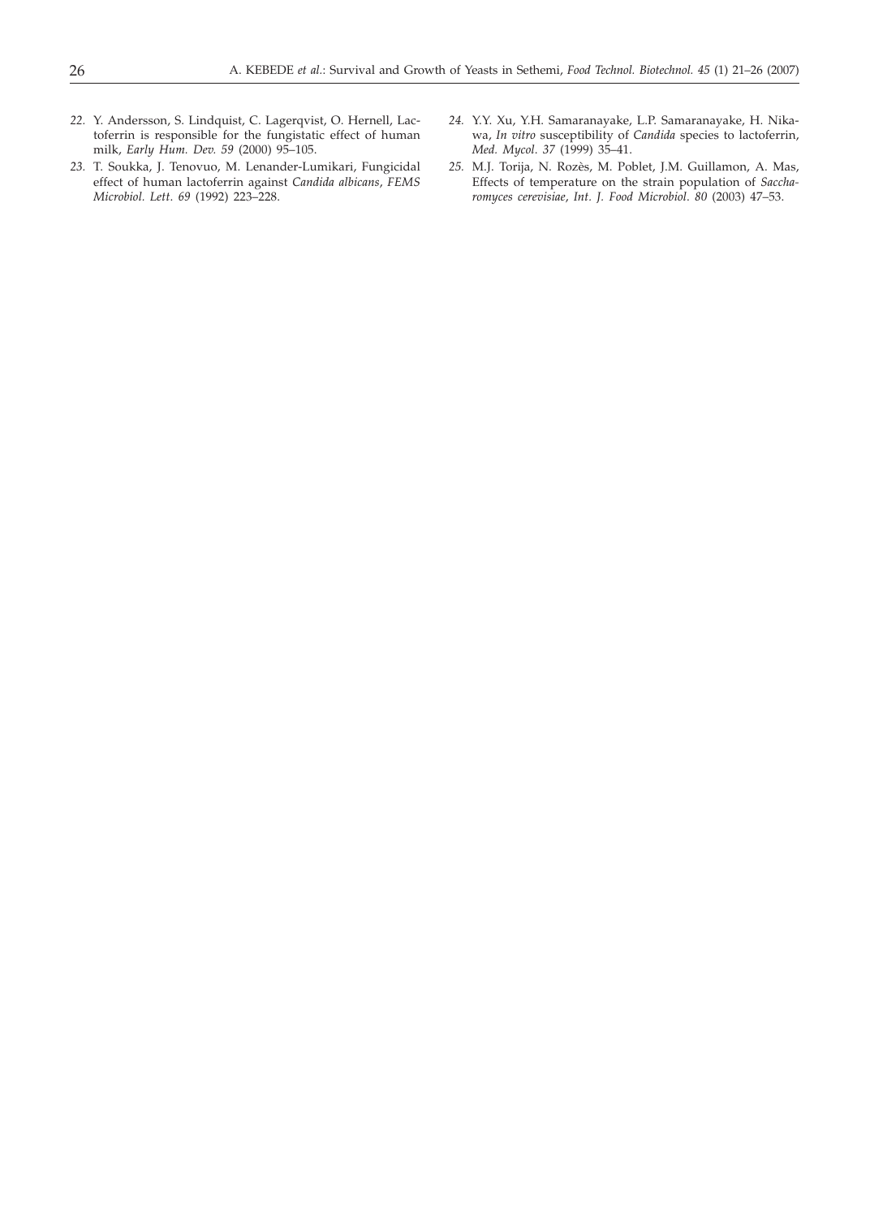22. Y. Andersson, S. Lindquist, C. Lagerqvist, O. Hernell, Lactoferrin is responsible for the fungistatic effect of human milk, *Early Hum. Dev. 59* (2000) 95–105.

23. T. Soukka, J. Tenovuo, M. Lenander-Lumikari, Fungicidal effect of human lactoferrin against *Candida albicans*, *FEMS Microbiol. Lett. 69* (1992) 223–228.

24. Y.Y. Xu, Y.H. Samaranayake, L.P. Samaranayake, H. Nikawa, *In vitro* susceptibility of *Candida* species to lactoferrin, *Med. Mycol. 37* (1999) 35–41.

25. M.J. Torija, N. Rozès, M. Poblet, J.M. Guillamon, A. Mas, Effects of temperature on the strain population of *Saccharomyces cerevisiae*, *Int. J. Food Microbiol. 80* (2003) 47–53.